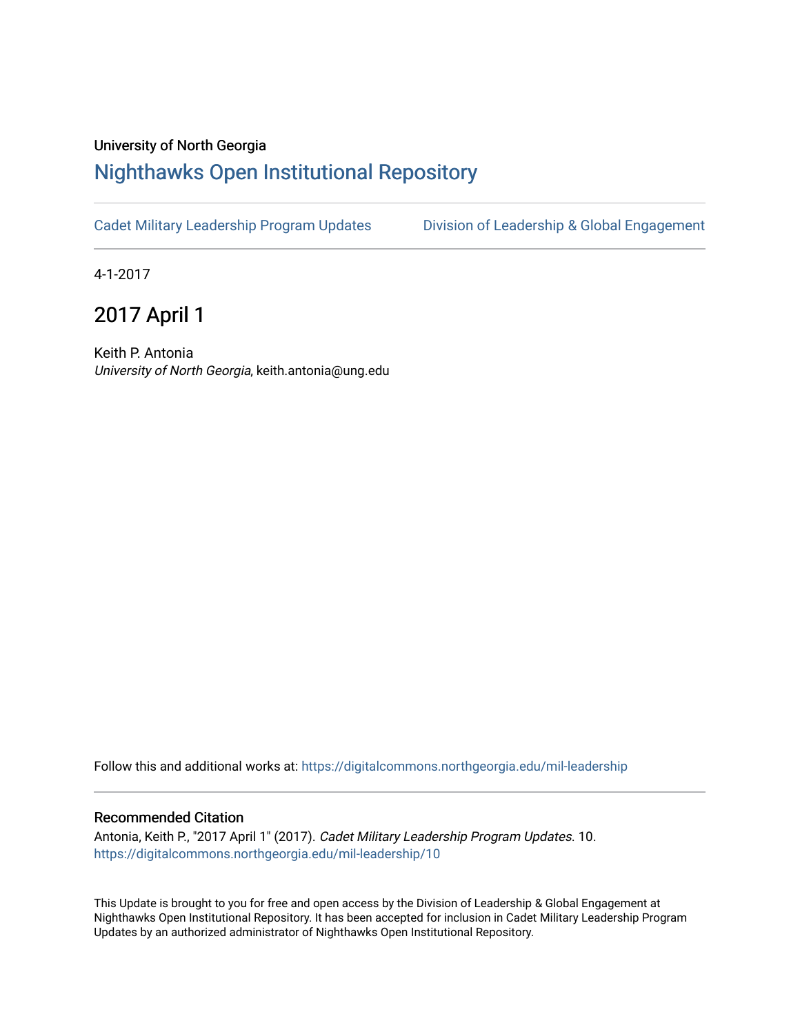University of North Georgia

# Nighthawks Open Institutional Repository

Cadet Military Leadership Program Updates Division of Leadership & Global Engagement

4-1-2017

## 2017 April 1

Keith P. Antonia
*University of North Georgia*, keith.antonia@ung.edu

Follow this and additional works at: https://digitalcommons.northgeorgia.edu/mil-leadership

### Recommended Citation

Antonia, Keith P., "2017 April 1" (2017). *Cadet Military Leadership Program Updates*. 10.
https://digitalcommons.northgeorgia.edu/mil-leadership/10

This Update is brought to you for free and open access by the Division of Leadership & Global Engagement at Nighthawks Open Institutional Repository. It has been accepted for inclusion in Cadet Military Leadership Program Updates by an authorized administrator of Nighthawks Open Institutional Repository.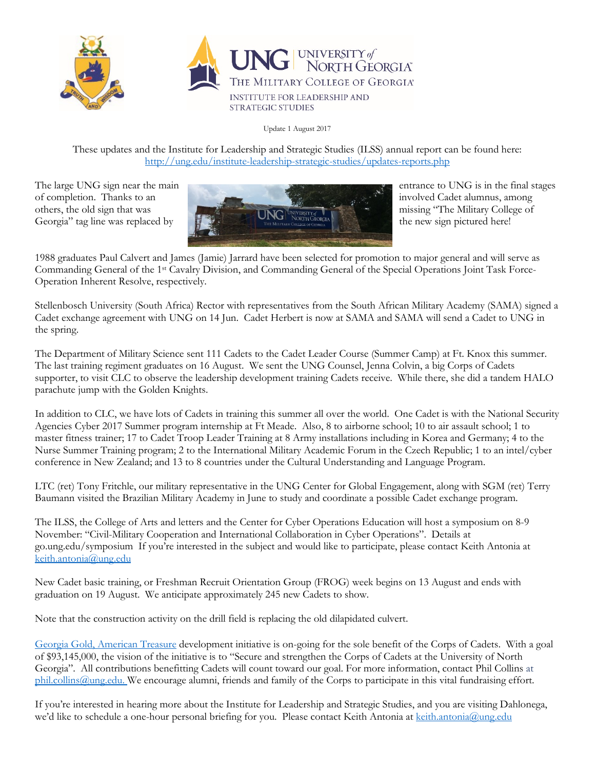UNG | UNIVERSITY of NORTH GEORGIA
THE MILITARY COLLEGE OF GEORGIA
INSTITUTE FOR LEADERSHIP AND STRATEGIC STUDIES

Update 1 August 2017

These updates and the Institute for Leadership and Strategic Studies (ILSS) annual report can be found here: http://ung.edu/institute-leadership-strategic-studies/updates-reports.php

The large UNG sign near the main entrance to UNG is in the final stages of completion. Thanks to an involved Cadet alumnus, among others, the old sign that was missing "The Military College of Georgia" tag line was replaced by the new sign pictured here!

1988 graduates Paul Calvert and James (Jamie) Jarrard have been selected for promotion to major general and will serve as Commanding General of the 1st Cavalry Division, and Commanding General of the Special Operations Joint Task Force-Operation Inherent Resolve, respectively.

Stellenbosch University (South Africa) Rector with representatives from the South African Military Academy (SAMA) signed a Cadet exchange agreement with UNG on 14 Jun. Cadet Herbert is now at SAMA and SAMA will send a Cadet to UNG in the spring.

The Department of Military Science sent 111 Cadets to the Cadet Leader Course (Summer Camp) at Ft. Knox this summer. The last training regiment graduates on 16 August. We sent the UNG Counsel, Jenna Colvin, a big Corps of Cadets supporter, to visit CLC to observe the leadership development training Cadets receive. While there, she did a tandem HALO parachute jump with the Golden Knights.

In addition to CLC, we have lots of Cadets in training this summer all over the world. One Cadet is with the National Security Agencies Cyber 2017 Summer program internship at Ft Meade. Also, 8 to airborne school; 10 to air assault school; 1 to master fitness trainer; 17 to Cadet Troop Leader Training at 8 Army installations including in Korea and Germany; 4 to the Nurse Summer Training program; 2 to the International Military Academic Forum in the Czech Republic; 1 to an intel/cyber conference in New Zealand; and 13 to 8 countries under the Cultural Understanding and Language Program.

LTC (ret) Tony Fritchle, our military representative in the UNG Center for Global Engagement, along with SGM (ret) Terry Baumann visited the Brazilian Military Academy in June to study and coordinate a possible Cadet exchange program.

The ILSS, the College of Arts and letters and the Center for Cyber Operations Education will host a symposium on 8-9 November: "Civil-Military Cooperation and International Collaboration in Cyber Operations". Details at go.ung.edu/symposium If you're interested in the subject and would like to participate, please contact Keith Antonia at keith.antonia@ung.edu

New Cadet basic training, or Freshman Recruit Orientation Group (FROG) week begins on 13 August and ends with graduation on 19 August. We anticipate approximately 245 new Cadets to show.

Note that the construction activity on the drill field is replacing the old dilapidated culvert.

Georgia Gold, American Treasure development initiative is on-going for the sole benefit of the Corps of Cadets. With a goal of $93,145,000, the vision of the initiative is to "Secure and strengthen the Corps of Cadets at the University of North Georgia". All contributions benefitting Cadets will count toward our goal. For more information, contact Phil Collins at phil.collins@ung.edu. We encourage alumni, friends and family of the Corps to participate in this vital fundraising effort.

If you're interested in hearing more about the Institute for Leadership and Strategic Studies, and you are visiting Dahlonega, we'd like to schedule a one-hour personal briefing for you. Please contact Keith Antonia at keith.antonia@ung.edu